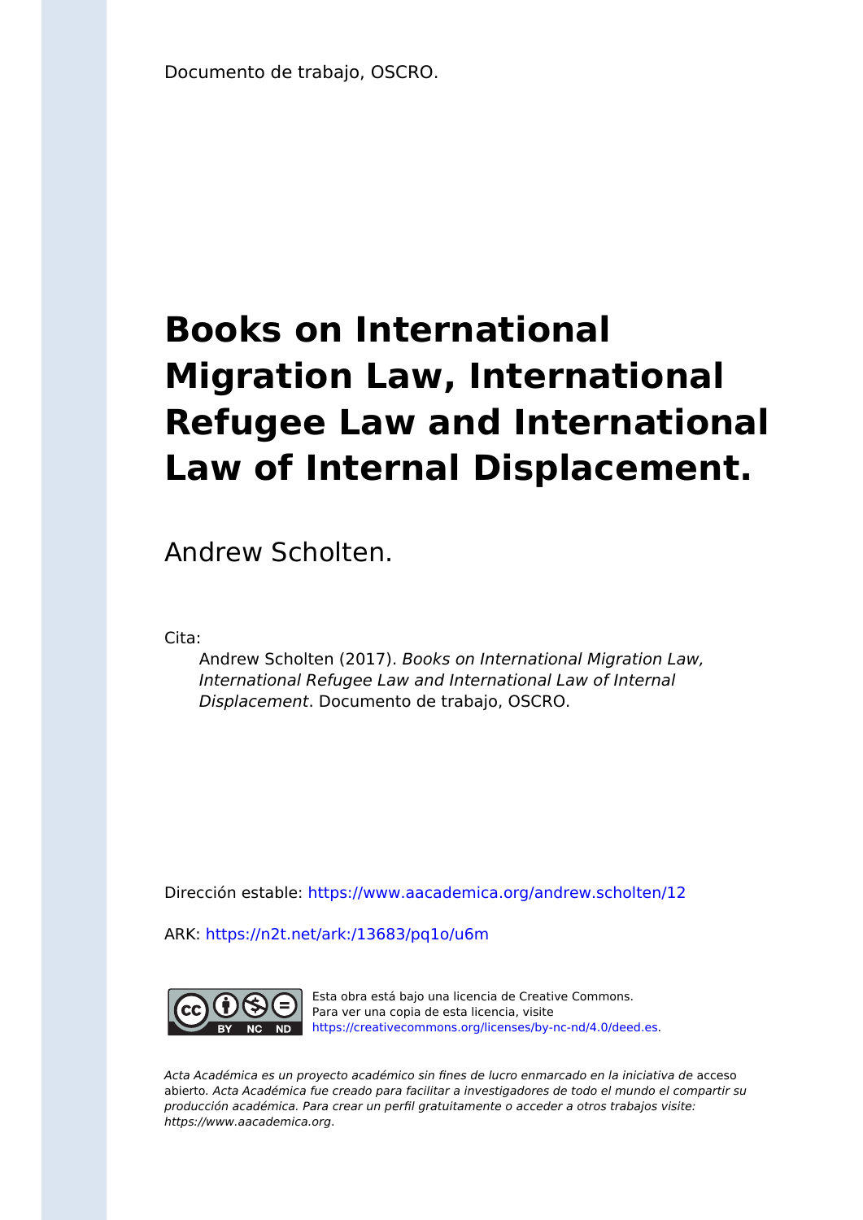Documento de trabajo, OSCRO.

# Books on International Migration Law, International Refugee Law and International Law of Internal Displacement.

Andrew Scholten.

Cita:

> Andrew Scholten (2017). *Books on International Migration Law, International Refugee Law and International Law of Internal Displacement*. Documento de trabajo, OSCRO.

Dirección estable: https://www.aacademica.org/andrew.scholten/12

ARK: https://n2t.net/ark:/13683/pq1o/u6m

Esta obra está bajo una licencia de Creative Commons. Para ver una copia de esta licencia, visite https://creativecommons.org/licenses/by-nc-nd/4.0/deed.es.

*Acta Académica es un proyecto académico sin fines de lucro enmarcado en la iniciativa de* acceso abierto. *Acta Académica fue creado para facilitar a investigadores de todo el mundo el compartir su producción académica. Para crear un perfil gratuitamente o acceder a otros trabajos visite: https://www.aacademica.org.*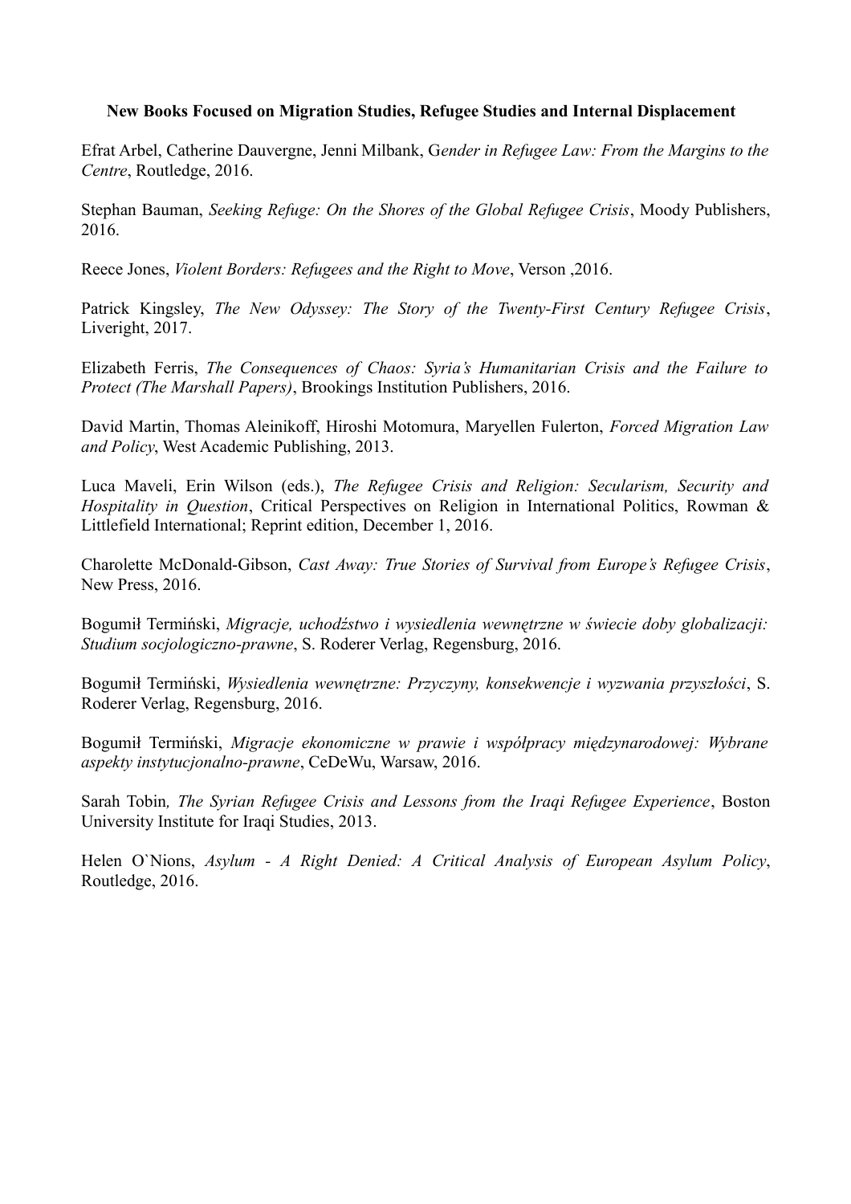**New Books Focused on Migration Studies, Refugee Studies and Internal Displacement**

Efrat Arbel, Catherine Dauvergne, Jenni Milbank, G*ender in Refugee Law: From the Margins to the Centre*, Routledge, 2016.

Stephan Bauman, *Seeking Refuge: On the Shores of the Global Refugee Crisis*, Moody Publishers, 2016.

Reece Jones, *Violent Borders: Refugees and the Right to Move*, Verson ,2016.

Patrick Kingsley, *The New Odyssey: The Story of the Twenty-First Century Refugee Crisis*, Liveright, 2017.

Elizabeth Ferris, *The Consequences of Chaos: Syria's Humanitarian Crisis and the Failure to Protect (The Marshall Papers)*, Brookings Institution Publishers, 2016.

David Martin, Thomas Aleinikoff, Hiroshi Motomura, Maryellen Fulerton, *Forced Migration Law and Policy*, West Academic Publishing, 2013.

Luca Maveli, Erin Wilson (eds.), *The Refugee Crisis and Religion: Secularism, Security and Hospitality in Question*, Critical Perspectives on Religion in International Politics, Rowman & Littlefield International; Reprint edition, December 1, 2016.

Charolette McDonald-Gibson, *Cast Away: True Stories of Survival from Europe's Refugee Crisis*, New Press, 2016.

Bogumił Termiński, *Migracje, uchodźstwo i wysiedlenia wewnętrzne w świecie doby globalizacji: Studium socjologiczno-prawne*, S. Roderer Verlag, Regensburg, 2016.

Bogumił Termiński, *Wysiedlenia wewnętrzne: Przyczyny, konsekwencje i wyzwania przyszłości*, S. Roderer Verlag, Regensburg, 2016.

Bogumił Termiński, *Migracje ekonomiczne w prawie i współpracy międzynarodowej: Wybrane aspekty instytucjonalno-prawne*, CeDeWu, Warsaw, 2016.

Sarah Tobin*, The Syrian Refugee Crisis and Lessons from the Iraqi Refugee Experience*, Boston University Institute for Iraqi Studies, 2013.

Helen O`Nions, *Asylum - A Right Denied: A Critical Analysis of European Asylum Policy*, Routledge, 2016.